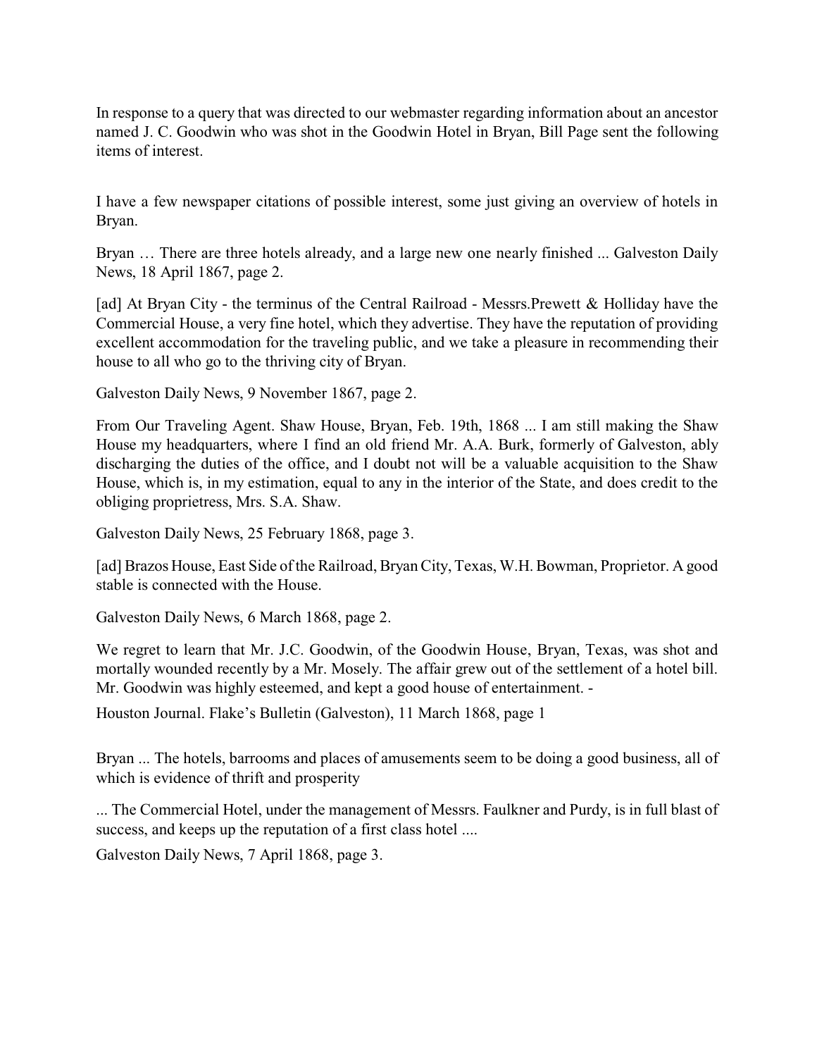In response to a query that was directed to our webmaster regarding information about an ancestor named J. C. Goodwin who was shot in the Goodwin Hotel in Bryan, Bill Page sent the following items of interest.

I have a few newspaper citations of possible interest, some just giving an overview of hotels in Bryan.

Bryan … There are three hotels already, and a large new one nearly finished ... Galveston Daily News, 18 April 1867, page 2.

[ad] At Bryan City - the terminus of the Central Railroad - Messrs.Prewett & Holliday have the Commercial House, a very fine hotel, which they advertise. They have the reputation of providing excellent accommodation for the traveling public, and we take a pleasure in recommending their house to all who go to the thriving city of Bryan.

Galveston Daily News, 9 November 1867, page 2.

From Our Traveling Agent. Shaw House, Bryan, Feb. 19th, 1868 ... I am still making the Shaw House my headquarters, where I find an old friend Mr. A.A. Burk, formerly of Galveston, ably discharging the duties of the office, and I doubt not will be a valuable acquisition to the Shaw House, which is, in my estimation, equal to any in the interior of the State, and does credit to the obliging proprietress, Mrs. S.A. Shaw.

Galveston Daily News, 25 February 1868, page 3.

[ad] Brazos House, East Side of the Railroad, Bryan City, Texas, W.H. Bowman, Proprietor. A good stable is connected with the House.

Galveston Daily News, 6 March 1868, page 2.

We regret to learn that Mr. J.C. Goodwin, of the Goodwin House, Bryan, Texas, was shot and mortally wounded recently by a Mr. Mosely. The affair grew out of the settlement of a hotel bill. Mr. Goodwin was highly esteemed, and kept a good house of entertainment. -

Houston Journal. Flake's Bulletin (Galveston), 11 March 1868, page 1

Bryan ... The hotels, barrooms and places of amusements seem to be doing a good business, all of which is evidence of thrift and prosperity

... The Commercial Hotel, under the management of Messrs. Faulkner and Purdy, is in full blast of success, and keeps up the reputation of a first class hotel ....

Galveston Daily News, 7 April 1868, page 3.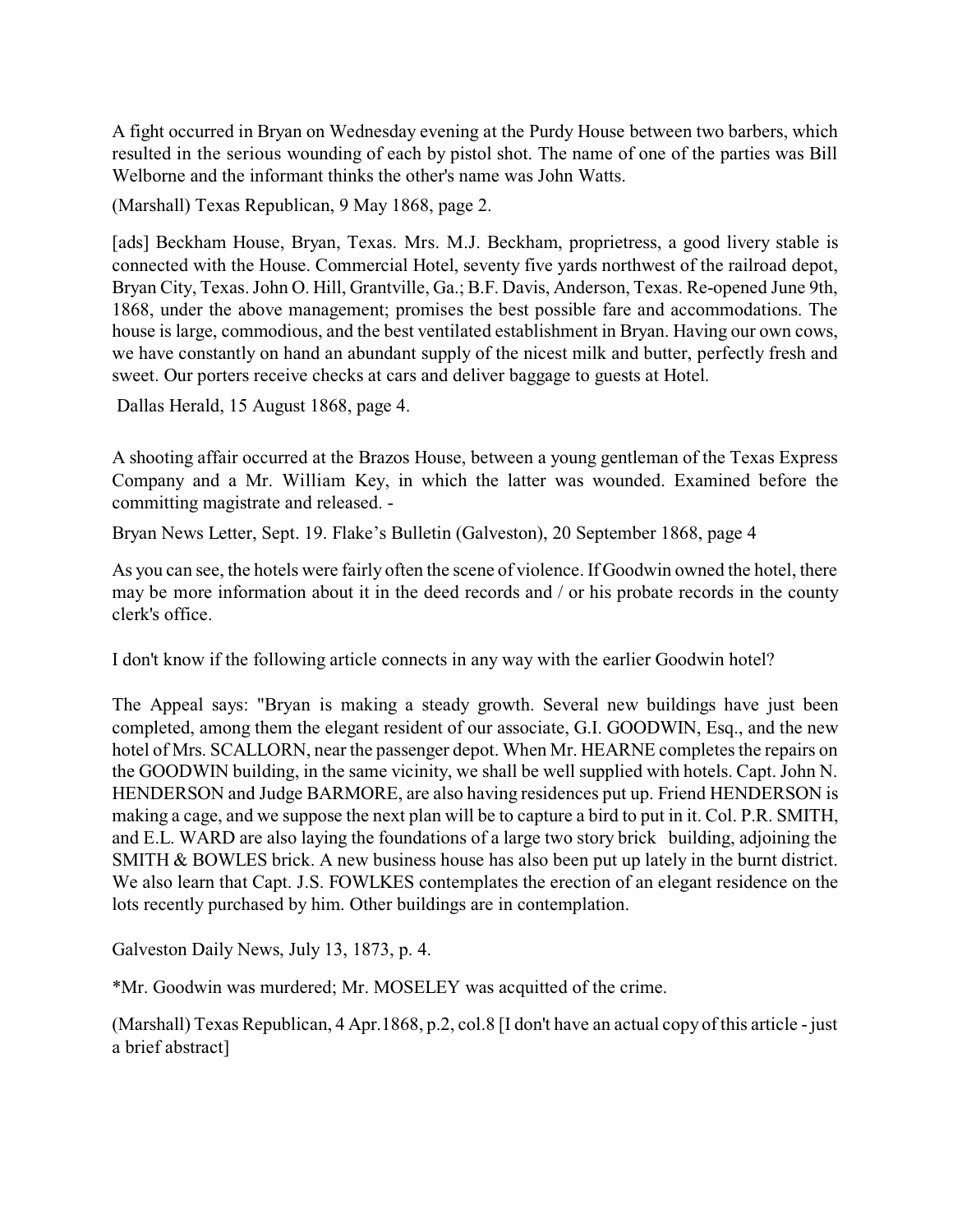A fight occurred in Bryan on Wednesday evening at the Purdy House between two barbers, which resulted in the serious wounding of each by pistol shot. The name of one of the parties was Bill Welborne and the informant thinks the other's name was John Watts.

(Marshall) Texas Republican, 9 May 1868, page 2.

[ads] Beckham House, Bryan, Texas. Mrs. M.J. Beckham, proprietress, a good livery stable is connected with the House. Commercial Hotel, seventy five yards northwest of the railroad depot, Bryan City, Texas. John O. Hill, Grantville, Ga.; B.F. Davis, Anderson, Texas. Re-opened June 9th, 1868, under the above management; promises the best possible fare and accommodations. The house is large, commodious, and the best ventilated establishment in Bryan. Having our own cows, we have constantly on hand an abundant supply of the nicest milk and butter, perfectly fresh and sweet. Our porters receive checks at cars and deliver baggage to guests at Hotel.

Dallas Herald, 15 August 1868, page 4.

A shooting affair occurred at the Brazos House, between a young gentleman of the Texas Express Company and a Mr. William Key, in which the latter was wounded. Examined before the committing magistrate and released. -

Bryan News Letter, Sept. 19. Flake's Bulletin (Galveston), 20 September 1868, page 4

As you can see, the hotels were fairly often the scene of violence. If Goodwin owned the hotel, there may be more information about it in the deed records and / or his probate records in the county clerk's office.

I don't know if the following article connects in any way with the earlier Goodwin hotel?

The Appeal says: "Bryan is making a steady growth. Several new buildings have just been completed, among them the elegant resident of our associate, G.I. GOODWIN, Esq., and the new hotel of Mrs. SCALLORN, near the passenger depot. When Mr. HEARNE completes the repairs on the GOODWIN building, in the same vicinity, we shall be well supplied with hotels. Capt. John N. HENDERSON and Judge BARMORE, are also having residences put up. Friend HENDERSON is making a cage, and we suppose the next plan will be to capture a bird to put in it. Col. P.R. SMITH, and E.L. WARD are also laying the foundations of a large two story brick building, adjoining the SMITH & BOWLES brick. A new business house has also been put up lately in the burnt district. We also learn that Capt. J.S. FOWLKES contemplates the erection of an elegant residence on the lots recently purchased by him. Other buildings are in contemplation.

Galveston Daily News, July 13, 1873, p. 4.

*Mr. Goodwin was murdered; Mr. MOSELEY was acquitted of the crime.

(Marshall) Texas Republican, 4 Apr.1868, p.2, col.8 [I don't have an actual copy of this article - just a brief abstract]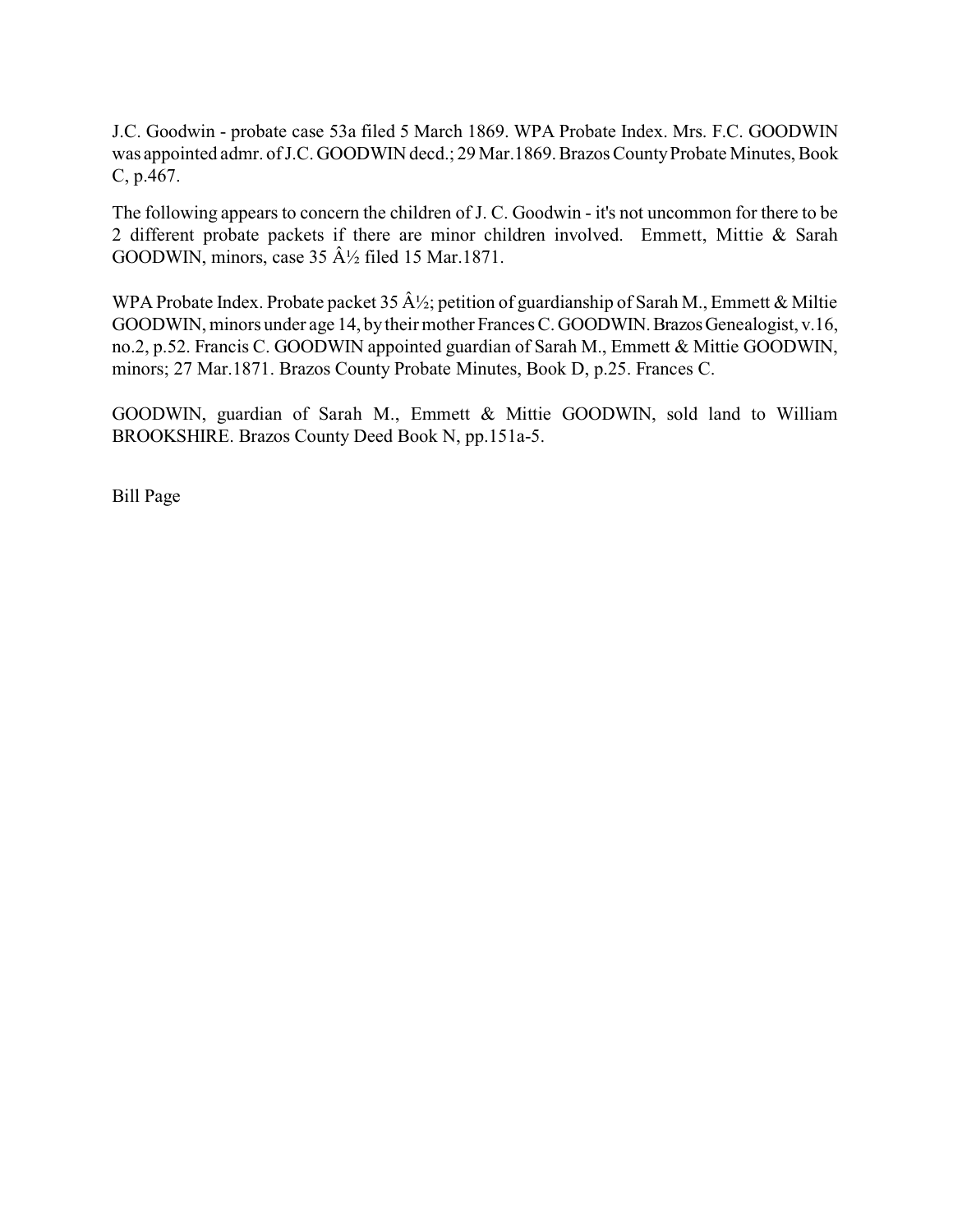J.C. Goodwin - probate case 53a filed 5 March 1869. WPA Probate Index. Mrs. F.C. GOODWIN was appointed admr. of J.C. GOODWIN decd.; 29 Mar.1869. Brazos County Probate Minutes, Book C, p.467.

The following appears to concern the children of J. C. Goodwin - it's not uncommon for there to be 2 different probate packets if there are minor children involved. Emmett, Mittie & Sarah GOODWIN, minors, case 35 Â½ filed 15 Mar.1871.

WPA Probate Index. Probate packet 35 Â½; petition of guardianship of Sarah M., Emmett & Miltie GOODWIN, minors under age 14, by their mother Frances C. GOODWIN. Brazos Genealogist, v.16, no.2, p.52. Francis C. GOODWIN appointed guardian of Sarah M., Emmett & Mittie GOODWIN, minors; 27 Mar.1871. Brazos County Probate Minutes, Book D, p.25. Frances C.

GOODWIN, guardian of Sarah M., Emmett & Mittie GOODWIN, sold land to William BROOKSHIRE. Brazos County Deed Book N, pp.151a-5.

Bill Page